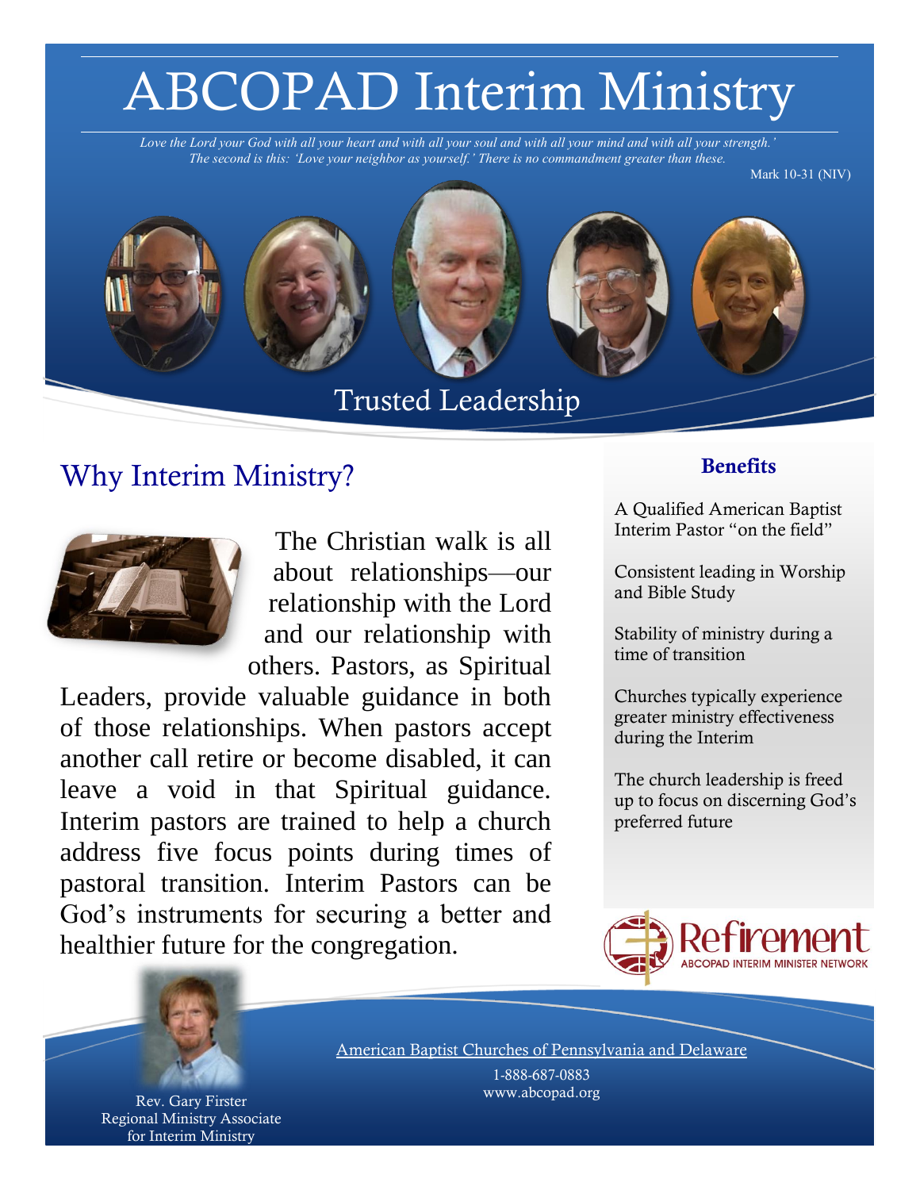# ABCOPAD Interim Ministry

*Love the Lord your God with all your heart and with all your soul and with all your mind and with all your strength.' The second is this: 'Love your neighbor as yourself.' There is no commandment greater than these.*

Mark 10-31 (NIV)

## Trusted Leadership

## Why Interim Ministry?

The Christian walk is all about relationships—our relationship with the Lord and our relationship with others. Pastors, as Spiritual Leaders, provide valuable guidance in both of those relationships. When pastors accept another call retire or become disabled, it can leave a void in that Spiritual guidance. Interim pastors are trained to help a church address five focus points during times of pastoral transition. Interim Pastors can be God's instruments for securing a better and healthier future for the congregation.

### Benefits

A Qualified American Baptist Interim Pastor "on the field"

Consistent leading in Worship and Bible Study

Stability of ministry during a time of transition

Churches typically experience greater ministry effectiveness during the Interim

The church leadership is freed up to focus on discerning God's preferred future

Refirement
ABCOPAD INTERIM MINISTER NETWORK

Rev. Gary Firster
Regional Ministry Associate for Interim Ministry

American Baptist Churches of Pennsylvania and Delaware

1-888-687-0883

www.abcopad.org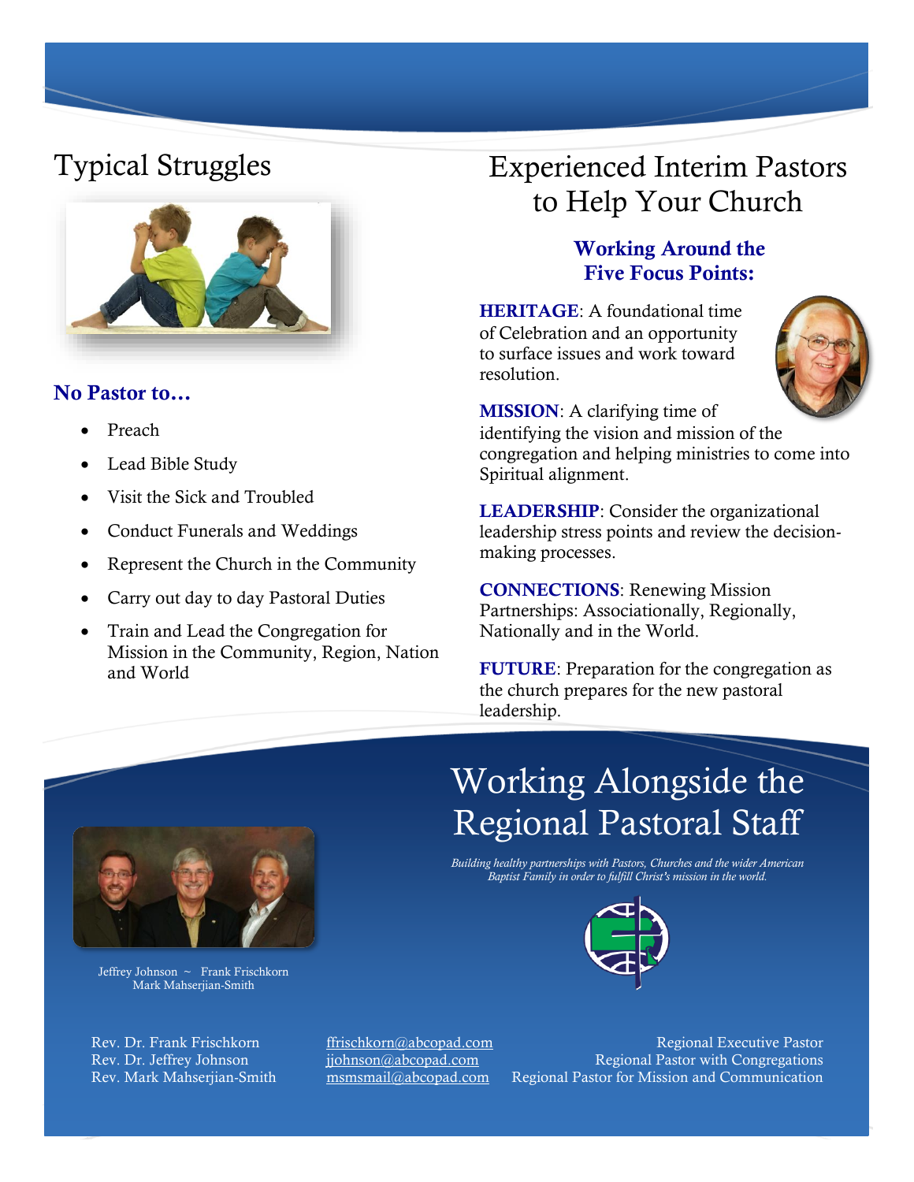## Typical Struggles

### No Pastor to…

- Preach
- Lead Bible Study
- Visit the Sick and Troubled
- Conduct Funerals and Weddings
- Represent the Church in the Community
- Carry out day to day Pastoral Duties
- Train and Lead the Congregation for Mission in the Community, Region, Nation and World

## Experienced Interim Pastors to Help Your Church

### Working Around the Five Focus Points:

**HERITAGE**: A foundational time of Celebration and an opportunity to surface issues and work toward resolution.

**MISSION**: A clarifying time of identifying the vision and mission of the congregation and helping ministries to come into Spiritual alignment.

**LEADERSHIP**: Consider the organizational leadership stress points and review the decision-making processes.

**CONNECTIONS**: Renewing Mission Partnerships: Associationally, Regionally, Nationally and in the World.

**FUTURE**: Preparation for the congregation as the church prepares for the new pastoral leadership.

## Working Alongside the Regional Pastoral Staff

*Building healthy partnerships with Pastors, Churches and the wider American Baptist Family in order to fulfill Christ's mission in the world.*

Jeffrey Johnson ~ Frank Frischkorn
Mark Mahserjian-Smith

| | | |
|---|---|---|
| Rev. Dr. Frank Frischkorn | ffrischkorn@abcopad.com | Regional Executive Pastor |
| Rev. Dr. Jeffrey Johnson | jjohnson@abcopad.com | Regional Pastor with Congregations |
| Rev. Mark Mahserjian-Smith | msmsmail@abcopad.com | Regional Pastor for Mission and Communication |